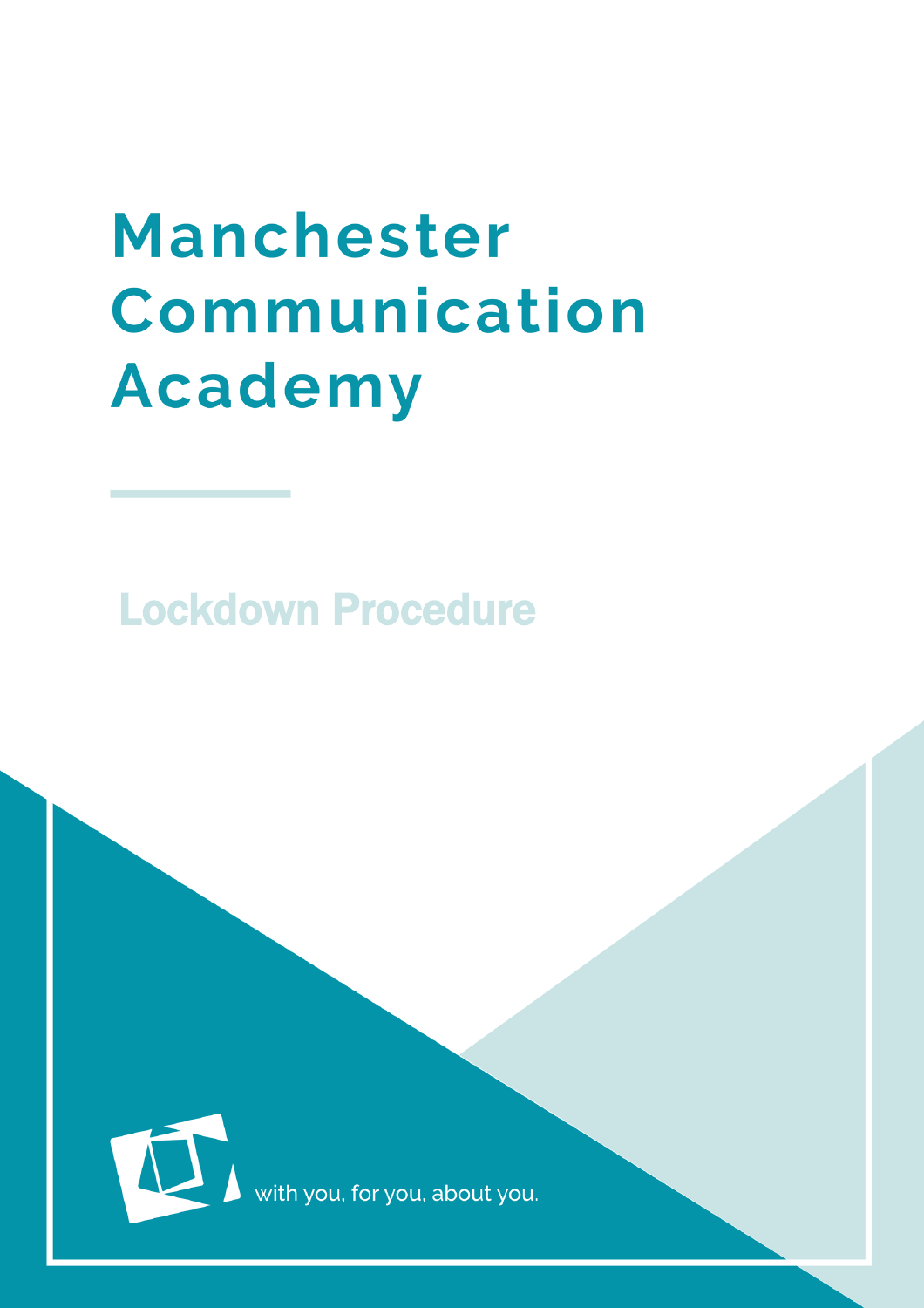# Manchester Communication Academy

## Lockdown Procedure

with you, for you, about you.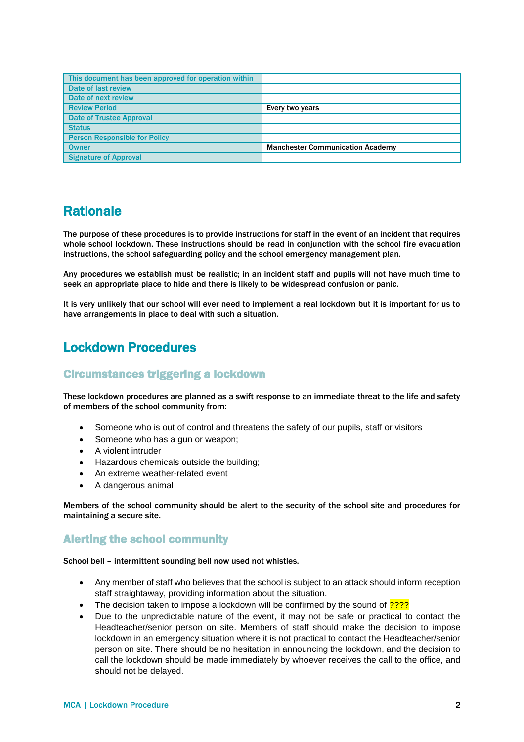| | |
|---|---|
| This document has been approved for operation within | |
| Date of last review | |
| Date of next review | |
| Review Period | Every two years |
| Date of Trustee Approval | |
| Status | |
| Person Responsible for Policy | |
| Owner | Manchester Communication Academy |
| Signature of Approval | |

## Rationale

**The purpose of these procedures is to provide instructions for staff in the event of an incident that requires whole school lockdown. These instructions should be read in conjunction with the school fire evacuation instructions, the school safeguarding policy and the school emergency management plan.**

**Any procedures we establish must be realistic; in an incident staff and pupils will not have much time to seek an appropriate place to hide and there is likely to be widespread confusion or panic.**

**It is very unlikely that our school will ever need to implement a real lockdown but it is important for us to have arrangements in place to deal with such a situation.**

## Lockdown Procedures

### Circumstances triggering a lockdown

**These lockdown procedures are planned as a swift response to an immediate threat to the life and safety of members of the school community from:**

- Someone who is out of control and threatens the safety of our pupils, staff or visitors
- Someone who has a gun or weapon;
- A violent intruder
- Hazardous chemicals outside the building;
- An extreme weather-related event
- A dangerous animal

**Members of the school community should be alert to the security of the school site and procedures for maintaining a secure site.**

### Alerting the school community

**School bell – intermittent sounding bell now used not whistles.**

- Any member of staff who believes that the school is subject to an attack should inform reception staff straightaway, providing information about the situation.
- The decision taken to impose a lockdown will be confirmed by the sound of ????
- Due to the unpredictable nature of the event, it may not be safe or practical to contact the Headteacher/senior person on site. Members of staff should make the decision to impose lockdown in an emergency situation where it is not practical to contact the Headteacher/senior person on site. There should be no hesitation in announcing the lockdown, and the decision to call the lockdown should be made immediately by whoever receives the call to the office, and should not be delayed.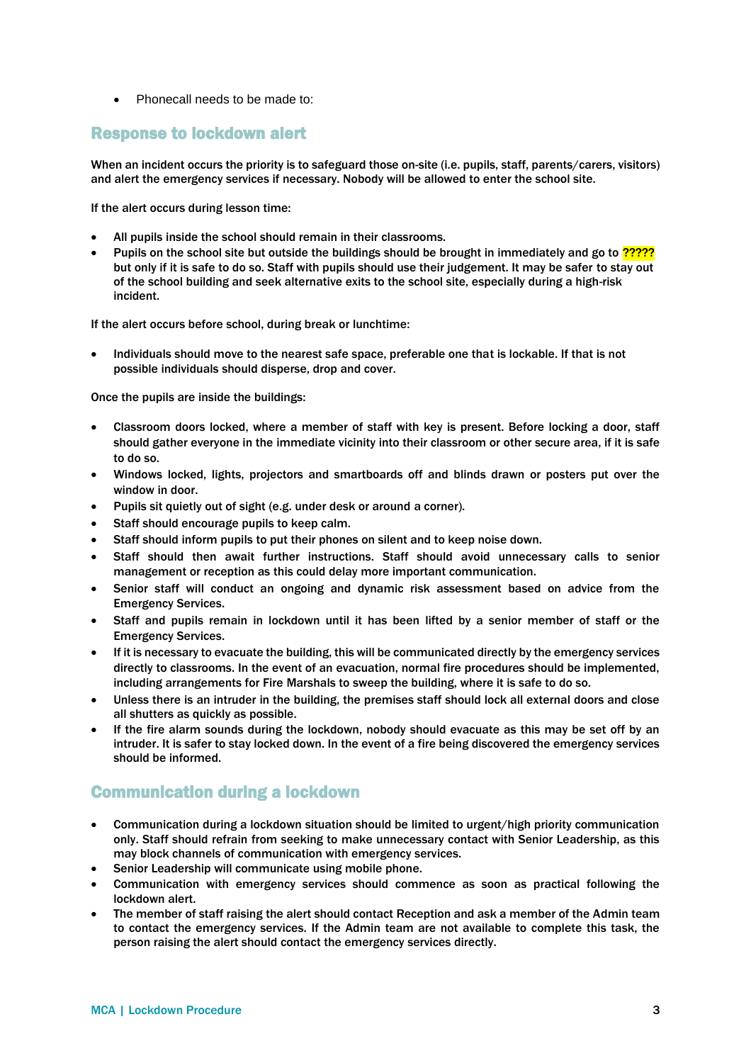- Phonecall needs to be made to:

## Response to lockdown alert

When an incident occurs the priority is to safeguard those on-site (i.e. pupils, staff, parents/carers, visitors) and alert the emergency services if necessary. Nobody will be allowed to enter the school site.

If the alert occurs during lesson time:

- All pupils inside the school should remain in their classrooms.
- Pupils on the school site but outside the buildings should be brought in immediately and go to ????? but only if it is safe to do so. Staff with pupils should use their judgement. It may be safer to stay out of the school building and seek alternative exits to the school site, especially during a high-risk incident.

If the alert occurs before school, during break or lunchtime:

- Individuals should move to the nearest safe space, preferable one that is lockable. If that is not possible individuals should disperse, drop and cover.

Once the pupils are inside the buildings:

- Classroom doors locked, where a member of staff with key is present. Before locking a door, staff should gather everyone in the immediate vicinity into their classroom or other secure area, if it is safe to do so.
- Windows locked, lights, projectors and smartboards off and blinds drawn or posters put over the window in door.
- Pupils sit quietly out of sight (e.g. under desk or around a corner).
- Staff should encourage pupils to keep calm.
- Staff should inform pupils to put their phones on silent and to keep noise down.
- Staff should then await further instructions. Staff should avoid unnecessary calls to senior management or reception as this could delay more important communication.
- Senior staff will conduct an ongoing and dynamic risk assessment based on advice from the Emergency Services.
- Staff and pupils remain in lockdown until it has been lifted by a senior member of staff or the Emergency Services.
- If it is necessary to evacuate the building, this will be communicated directly by the emergency services directly to classrooms. In the event of an evacuation, normal fire procedures should be implemented, including arrangements for Fire Marshals to sweep the building, where it is safe to do so.
- Unless there is an intruder in the building, the premises staff should lock all external doors and close all shutters as quickly as possible.
- If the fire alarm sounds during the lockdown, nobody should evacuate as this may be set off by an intruder. It is safer to stay locked down. In the event of a fire being discovered the emergency services should be informed.

## Communication during a lockdown

- Communication during a lockdown situation should be limited to urgent/high priority communication only. Staff should refrain from seeking to make unnecessary contact with Senior Leadership, as this may block channels of communication with emergency services.
- Senior Leadership will communicate using mobile phone.
- Communication with emergency services should commence as soon as practical following the lockdown alert.
- The member of staff raising the alert should contact Reception and ask a member of the Admin team to contact the emergency services. If the Admin team are not available to complete this task, the person raising the alert should contact the emergency services directly.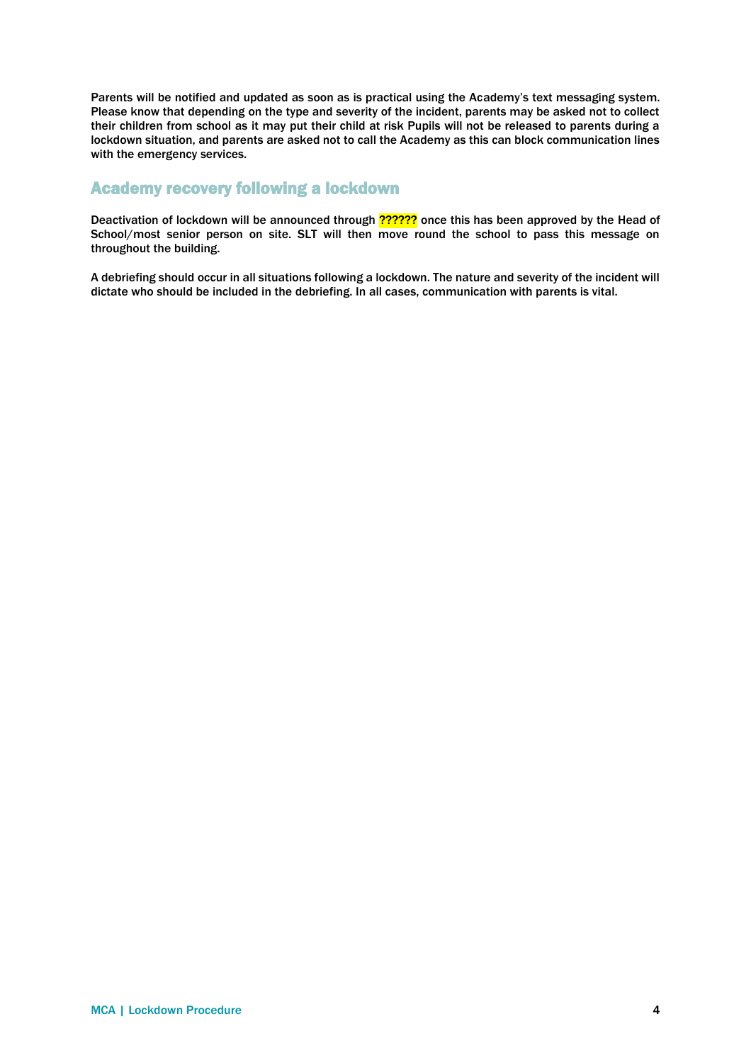Parents will be notified and updated as soon as is practical using the Academy's text messaging system. Please know that depending on the type and severity of the incident, parents may be asked not to collect their children from school as it may put their child at risk Pupils will not be released to parents during a lockdown situation, and parents are asked not to call the Academy as this can block communication lines with the emergency services.

## Academy recovery following a lockdown

Deactivation of lockdown will be announced through ?????? once this has been approved by the Head of School/most senior person on site. SLT will then move round the school to pass this message on throughout the building.

A debriefing should occur in all situations following a lockdown. The nature and severity of the incident will dictate who should be included in the debriefing. In all cases, communication with parents is vital.